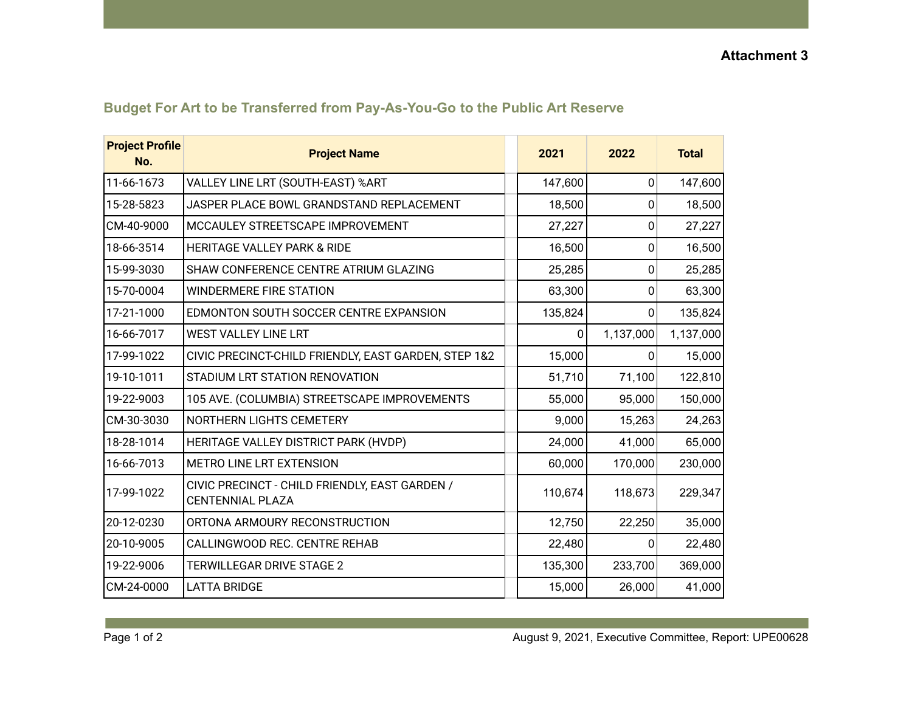**Attachment 3**

## Budget For Art to be Transferred from Pay-As-You-Go to the Public Art Reserve

| Project Profile No. | Project Name | 2021 | 2022 | Total |
|---|---|---|---|---|
| 11-66-1673 | VALLEY LINE LRT (SOUTH-EAST) %ART | 147,600 | 0 | 147,600 |
| 15-28-5823 | JASPER PLACE BOWL GRANDSTAND REPLACEMENT | 18,500 | 0 | 18,500 |
| CM-40-9000 | MCCAULEY STREETSCAPE IMPROVEMENT | 27,227 | 0 | 27,227 |
| 18-66-3514 | HERITAGE VALLEY PARK & RIDE | 16,500 | 0 | 16,500 |
| 15-99-3030 | SHAW CONFERENCE CENTRE ATRIUM GLAZING | 25,285 | 0 | 25,285 |
| 15-70-0004 | WINDERMERE FIRE STATION | 63,300 | 0 | 63,300 |
| 17-21-1000 | EDMONTON SOUTH SOCCER CENTRE EXPANSION | 135,824 | 0 | 135,824 |
| 16-66-7017 | WEST VALLEY LINE LRT | 0 | 1,137,000 | 1,137,000 |
| 17-99-1022 | CIVIC PRECINCT-CHILD FRIENDLY, EAST GARDEN, STEP 1&2 | 15,000 | 0 | 15,000 |
| 19-10-1011 | STADIUM LRT STATION RENOVATION | 51,710 | 71,100 | 122,810 |
| 19-22-9003 | 105 AVE. (COLUMBIA) STREETSCAPE IMPROVEMENTS | 55,000 | 95,000 | 150,000 |
| CM-30-3030 | NORTHERN LIGHTS CEMETERY | 9,000 | 15,263 | 24,263 |
| 18-28-1014 | HERITAGE VALLEY DISTRICT PARK (HVDP) | 24,000 | 41,000 | 65,000 |
| 16-66-7013 | METRO LINE LRT EXTENSION | 60,000 | 170,000 | 230,000 |
| 17-99-1022 | CIVIC PRECINCT - CHILD FRIENDLY, EAST GARDEN / CENTENNIAL PLAZA | 110,674 | 118,673 | 229,347 |
| 20-12-0230 | ORTONA ARMOURY RECONSTRUCTION | 12,750 | 22,250 | 35,000 |
| 20-10-9005 | CALLINGWOOD REC. CENTRE REHAB | 22,480 | 0 | 22,480 |
| 19-22-9006 | TERWILLEGAR DRIVE STAGE 2 | 135,300 | 233,700 | 369,000 |
| CM-24-0000 | LATTA BRIDGE | 15,000 | 26,000 | 41,000 |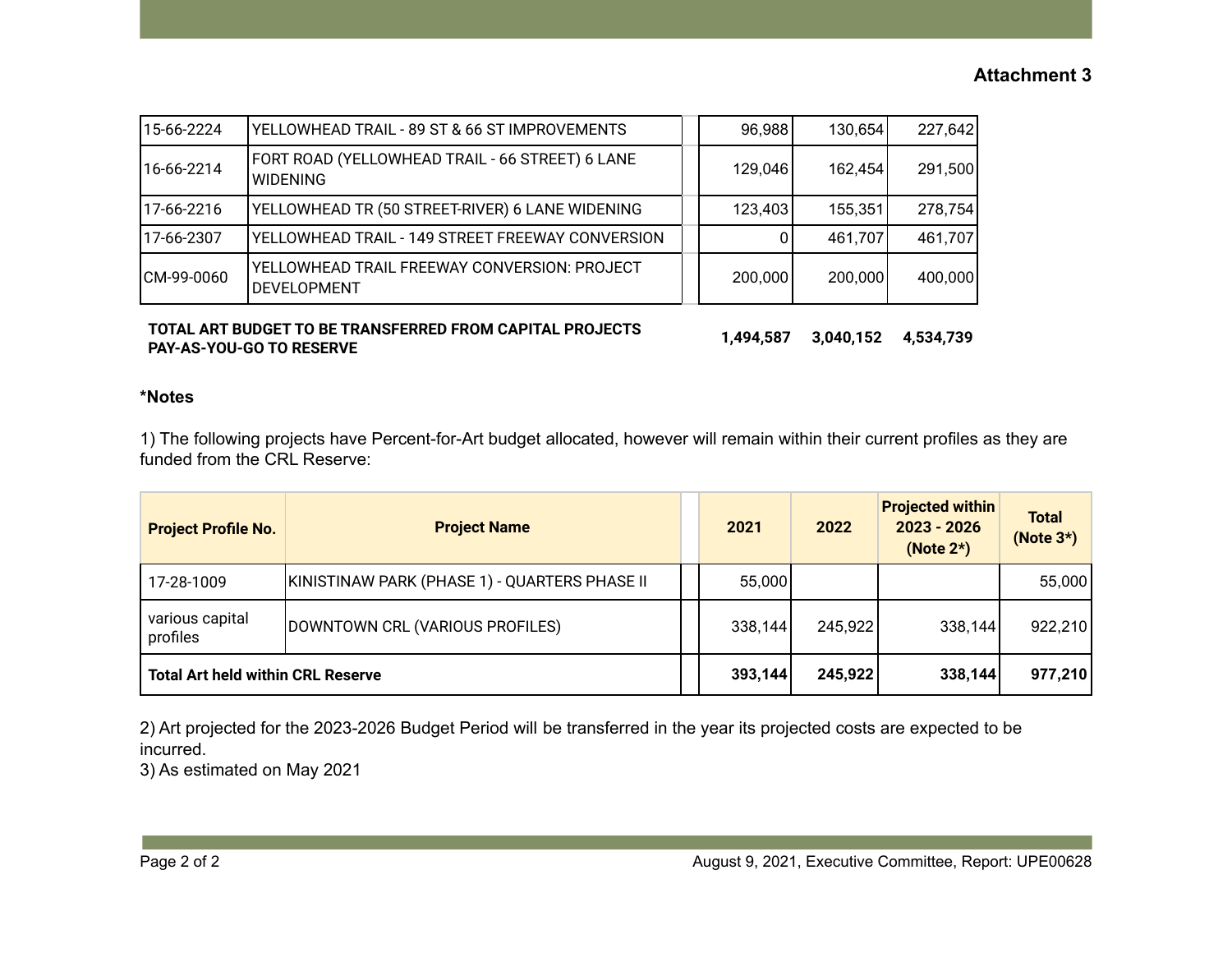**Attachment 3**

| | | | | | |
|---|---|---|---|---|---|
| 15-66-2224 | YELLOWHEAD TRAIL - 89 ST & 66 ST IMPROVEMENTS | | 96,988 | 130,654 | 227,642 |
| 16-66-2214 | FORT ROAD (YELLOWHEAD TRAIL - 66 STREET) 6 LANE WIDENING | | 129,046 | 162,454 | 291,500 |
| 17-66-2216 | YELLOWHEAD TR (50 STREET-RIVER) 6 LANE WIDENING | | 123,403 | 155,351 | 278,754 |
| 17-66-2307 | YELLOWHEAD TRAIL - 149 STREET FREEWAY CONVERSION | | 0 | 461,707 | 461,707 |
| CM-99-0060 | YELLOWHEAD TRAIL FREEWAY CONVERSION: PROJECT DEVELOPMENT | | 200,000 | 200,000 | 400,000 |
| **TOTAL ART BUDGET TO BE TRANSFERRED FROM CAPITAL PROJECTS PAY-AS-YOU-GO TO RESERVE** | | | **1,494,587** | **3,040,152** | **4,534,739** |

**\*Notes**

1) The following projects have Percent-for-Art budget allocated, however will remain within their current profiles as they are funded from the CRL Reserve:

| Project Profile No. | Project Name | | 2021 | 2022 | Projected within 2023 - 2026 (Note 2*) | Total (Note 3*) |
|---|---|---|---|---|---|---|
| 17-28-1009 | KINISTINAW PARK (PHASE 1) - QUARTERS PHASE II | | 55,000 | | | 55,000 |
| various capital profiles | DOWNTOWN CRL (VARIOUS PROFILES) | | 338,144 | 245,922 | 338,144 | 922,210 |
| **Total Art held within CRL Reserve** | | | **393,144** | **245,922** | **338,144** | **977,210** |

2) Art projected for the 2023-2026 Budget Period will be transferred in the year its projected costs are expected to be incurred.
3) As estimated on May 2021